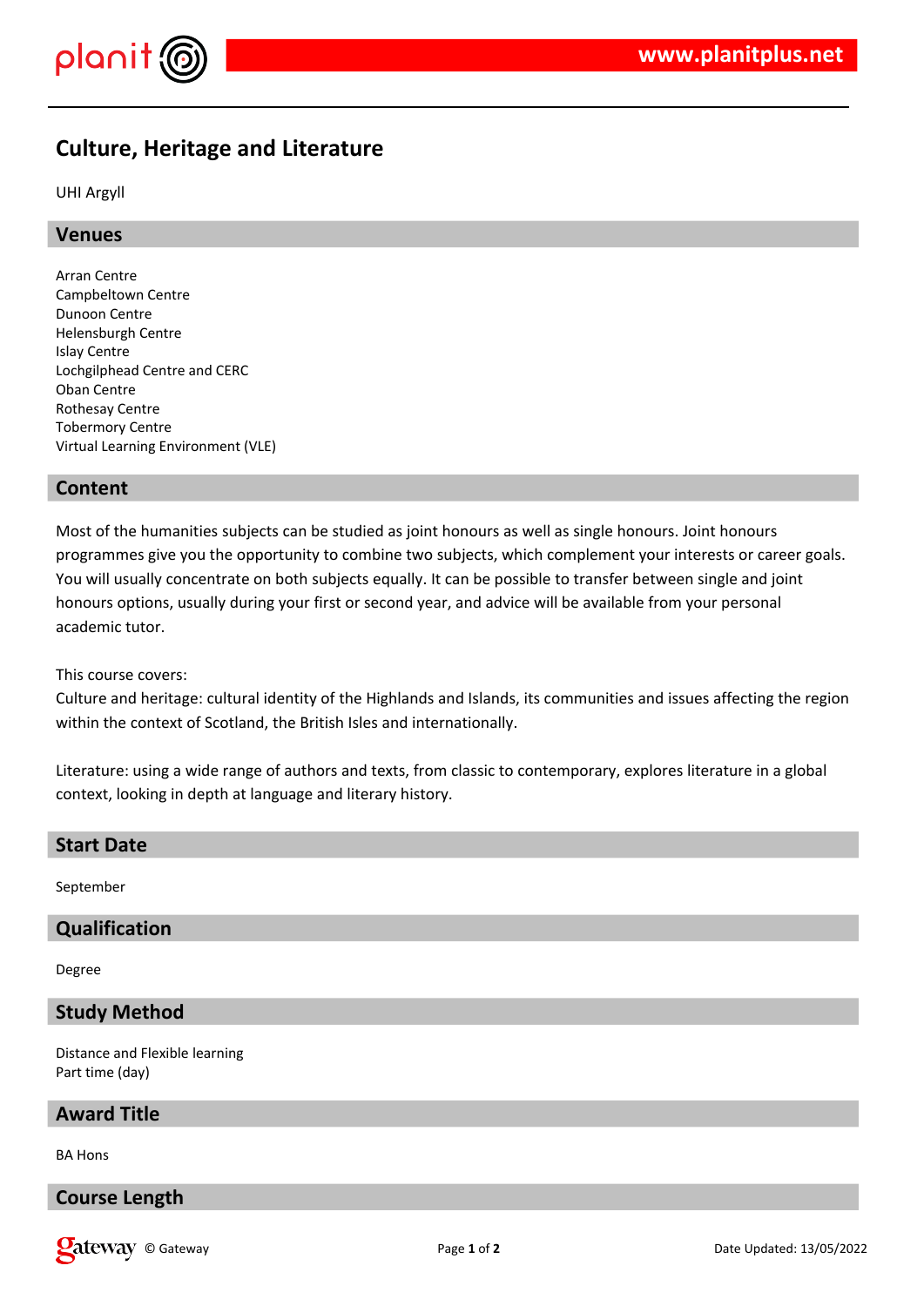# Culture, Heritage and Literature

UHI Argyll

## Venues

Arran Centre
Campbeltown Centre
Dunoon Centre
Helensburgh Centre
Islay Centre
Lochgilphead Centre and CERC
Oban Centre
Rothesay Centre
Tobermory Centre
Virtual Learning Environment (VLE)

## Content

Most of the humanities subjects can be studied as joint honours as well as single honours. Joint honours programmes give you the opportunity to combine two subjects, which complement your interests or career goals. You will usually concentrate on both subjects equally. It can be possible to transfer between single and joint honours options, usually during your first or second year, and advice will be available from your personal academic tutor.

This course covers:
Culture and heritage: cultural identity of the Highlands and Islands, its communities and issues affecting the region within the context of Scotland, the British Isles and internationally.

Literature: using a wide range of authors and texts, from classic to contemporary, explores literature in a global context, looking in depth at language and literary history.

## Start Date

September

## Qualification

Degree

## Study Method

Distance and Flexible learning
Part time (day)

## Award Title

BA Hons

## Course Length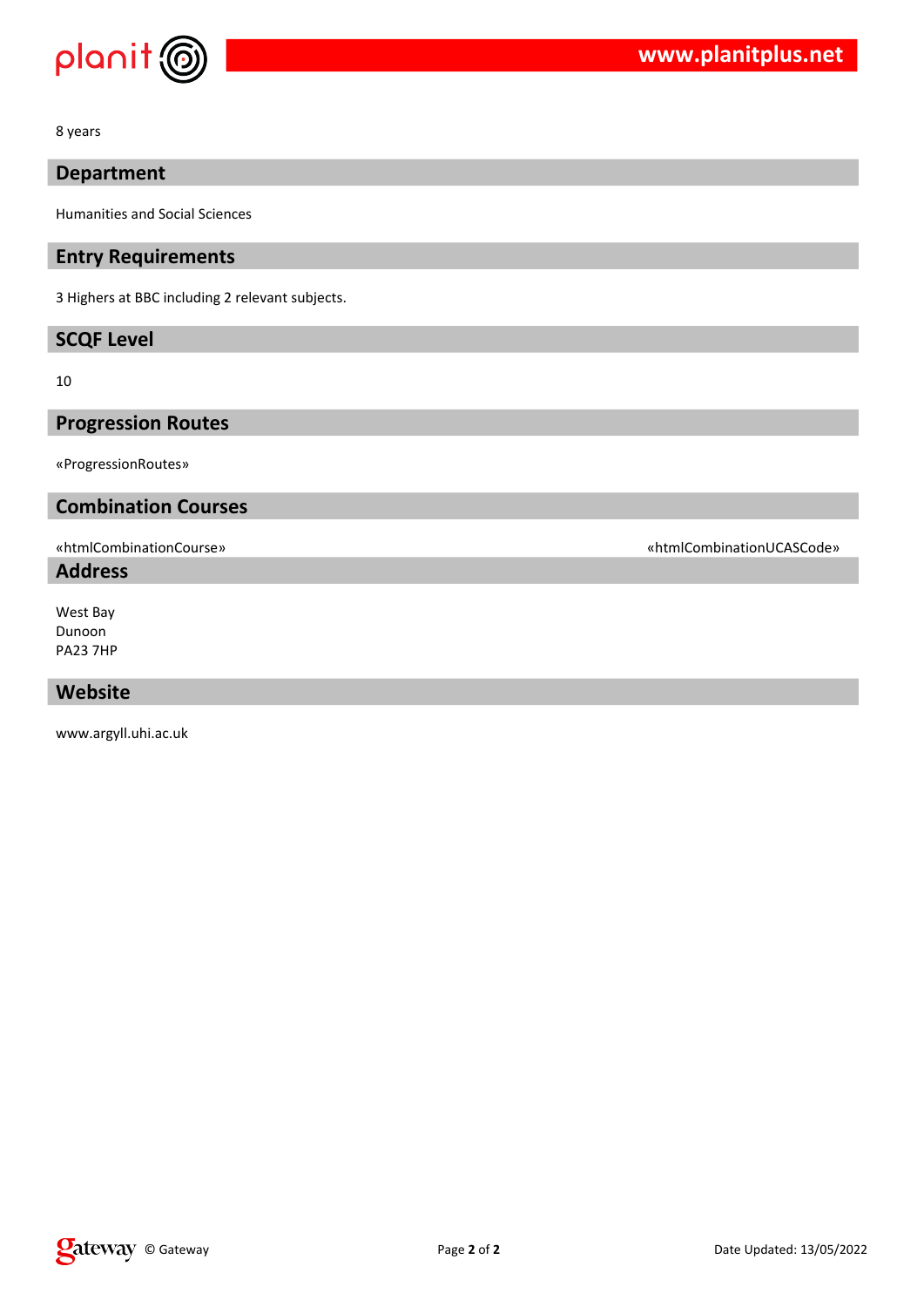8 years

## Department

Humanities and Social Sciences

## Entry Requirements

3 Highers at BBC including 2 relevant subjects.

## SCQF Level

10

## Progression Routes

«ProgressionRoutes»

## Combination Courses

«htmlCombinationCourse» «htmlCombinationUCASCode»

## Address

West Bay
Dunoon
PA23 7HP

## Website

www.argyll.uhi.ac.uk